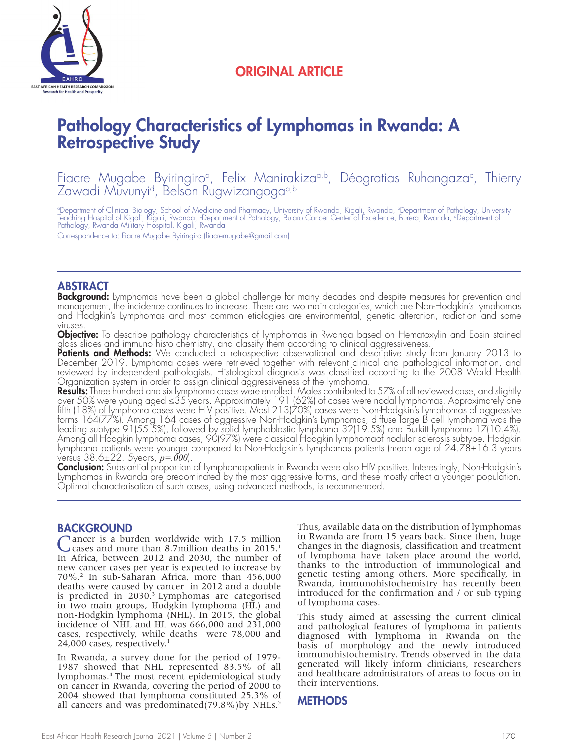ORIGINAL ARTICLE

# Pathology Characteristics of Lymphomas in Rwanda: A Retrospective Study

Fiacre Mugabe Byiringiro[a], Felix Manirakiza[a,b], Déogratias Ruhangaza[c], Thierry Zawadi Muvunyi[d], Belson Rugwizangoga[a,b]

[a]Department of Clinical Biology, School of Medicine and Pharmacy, University of Rwanda, Kigali, Rwanda, [b]Department of Pathology, University Teaching Hospital of Kigali, Kigali, Rwanda, [c]Department of Pathology, Butaro Cancer Center of Excellence, Burera, Rwanda, [d]Department of Pathology, Rwanda Military Hospital, Kigali, Rwanda

Correspondence to: Fiacre Mugabe Byiringiro (fiacremugabe@gmail.com)

## ABSTRACT

**Background:** Lymphomas have been a global challenge for many decades and despite measures for prevention and management, the incidence continues to increase. There are two main categories, which are Non-Hodgkin's Lymphomas and Hodgkin's Lymphomas and most common etiologies are environmental, genetic alteration, radiation and some viruses.

**Objective:** To describe pathology characteristics of lymphomas in Rwanda based on Hematoxylin and Eosin stained glass slides and immuno histo chemistry, and classify them according to clinical aggressiveness.

**Patients and Methods:** We conducted a retrospective observational and descriptive study from January 2013 to December 2019. Lymphoma cases were retrieved together with relevant clinical and pathological information, and reviewed by independent pathologists. Histological diagnosis was classified according to the 2008 World Health Organization system in order to assign clinical aggressiveness of the lymphoma.

**Results:** Three hundred and six lymphoma cases were enrolled. Males contributed to 57% of all reviewed case, and slightly over 50% were young aged ≤35 years. Approximately 191 (62%) of cases were nodal lymphomas. Approximately one fifth (18%) of lymphoma cases were HIV positive. Most 213(70%) cases were Non-Hodgkin's Lymphomas of aggressive forms 164(77%). Among 164 cases of aggressive Non-Hodgkin's Lymphomas, diffuse large B cell lymphoma was the leading subtype 91(55.5%), followed by solid lymphoblastic lymphoma 32(19.5%) and Burkitt lymphoma 17(10.4%). Among all Hodgkin lymphoma cases, 90(97%) were classical Hodgkin lymphomaof nodular sclerosis subtype. Hodgkin lymphoma patients were younger compared to Non-Hodgkin's Lymphomas patients (mean age of 24.78±16.3 years versus 38.6±22. 5years, $p=.000$).

**Conclusion:** Substantial proportion of Lymphomapatients in Rwanda were also HIV positive. Interestingly, Non-Hodgkin's Lymphomas in Rwanda are predominated by the most aggressive forms, and these mostly affect a younger population. Optimal characterisation of such cases, using advanced methods, is recommended.

## BACKGROUND

Cancer is a burden worldwide with 17.5 million cases and more than 8.7million deaths in 2015.[1] In Africa, between 2012 and 2030, the number of new cancer cases per year is expected to increase by 70%.[2] In sub-Saharan Africa, more than 456,000 deaths were caused by cancer in 2012 and a double is predicted in 2030.[3] Lymphomas are categorised in two main groups, Hodgkin lymphoma (HL) and non-Hodgkin lymphoma (NHL). In 2015, the global incidence of NHL and HL was 666,000 and 231,000 cases, respectively, while deaths were 78,000 and 24,000 cases, respectively.[1]

In Rwanda, a survey done for the period of 1979-1987 showed that NHL represented 83.5% of all lymphomas.[4] The most recent epidemiological study on cancer in Rwanda, covering the period of 2000 to 2004 showed that lymphoma constituted 25.3% of all cancers and was predominated(79.8%)by NHLs.[5] Thus, available data on the distribution of lymphomas in Rwanda are from 15 years back. Since then, huge changes in the diagnosis, classification and treatment of lymphoma have taken place around the world, thanks to the introduction of immunological and genetic testing among others. More specifically, in Rwanda, immunohistochemistry has recently been introduced for the confirmation and / or sub typing of lymphoma cases.

This study aimed at assessing the current clinical and pathological features of lymphoma in patients diagnosed with lymphoma in Rwanda on the basis of morphology and the newly introduced immunohistochemistry. Trends observed in the data generated will likely inform clinicians, researchers and healthcare administrators of areas to focus on in their interventions.

## METHODS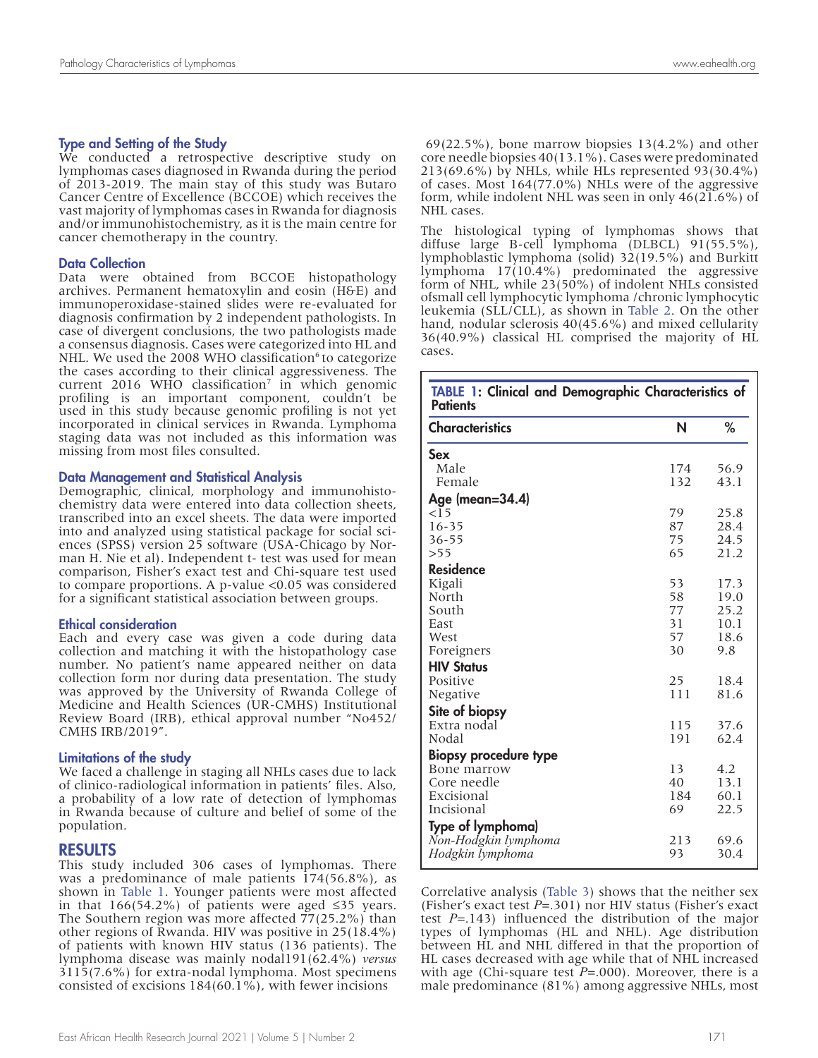### Type and Setting of the Study

We conducted a retrospective descriptive study on lymphomas cases diagnosed in Rwanda during the period of 2013-2019. The main stay of this study was Butaro Cancer Centre of Excellence (BCCOE) which receives the vast majority of lymphomas cases in Rwanda for diagnosis and/or immunohistochemistry, as it is the main centre for cancer chemotherapy in the country.

### Data Collection

Data were obtained from BCCOE histopathology archives. Permanent hematoxylin and eosin (H&E) and immunoperoxidase-stained slides were re-evaluated for diagnosis confirmation by 2 independent pathologists. In case of divergent conclusions, the two pathologists made a consensus diagnosis. Cases were categorized into HL and NHL. We used the 2008 WHO classification[6] to categorize the cases according to their clinical aggressiveness. The current 2016 WHO classification[7] in which genomic profiling is an important component, couldn't be used in this study because genomic profiling is not yet incorporated in clinical services in Rwanda. Lymphoma staging data was not included as this information was missing from most files consulted.

### Data Management and Statistical Analysis

Demographic, clinical, morphology and immunohistochemistry data were entered into data collection sheets, transcribed into an excel sheets. The data were imported into and analyzed using statistical package for social sciences (SPSS) version 25 software (USA-Chicago by Norman H. Nie et al). Independent t- test was used for mean comparison, Fisher's exact test and Chi-square test used to compare proportions. A p-value <0.05 was considered for a significant statistical association between groups.

### Ethical consideration

Each and every case was given a code during data collection and matching it with the histopathology case number. No patient's name appeared neither on data collection form nor during data presentation. The study was approved by the University of Rwanda College of Medicine and Health Sciences (UR-CMHS) Institutional Review Board (IRB), ethical approval number "No452/ CMHS IRB/2019".

### Limitations of the study

We faced a challenge in staging all NHLs cases due to lack of clinico-radiological information in patients' files. Also, a probability of a low rate of detection of lymphomas in Rwanda because of culture and belief of some of the population.

## RESULTS

This study included 306 cases of lymphomas. There was a predominance of male patients 174(56.8%), as shown in Table 1. Younger patients were most affected in that 166(54.2%) of patients were aged ≤35 years. The Southern region was more affected 77(25.2%) than other regions of Rwanda. HIV was positive in 25(18.4%) of patients with known HIV status (136 patients). The lymphoma disease was mainly nodal191(62.4%) *versus* 3115(7.6%) for extra-nodal lymphoma. Most specimens consisted of excisions 184(60.1%), with fewer incisions 69(22.5%), bone marrow biopsies 13(4.2%) and other core needle biopsies 40(13.1%). Cases were predominated 213(69.6%) by NHLs, while HLs represented 93(30.4%) of cases. Most 164(77.0%) NHLs were of the aggressive form, while indolent NHL was seen in only 46(21.6%) of NHL cases.

The histological typing of lymphomas shows that diffuse large B-cell lymphoma (DLBCL) 91(55.5%), lymphoblastic lymphoma (solid) 32(19.5%) and Burkitt lymphoma 17(10.4%) predominated the aggressive form of NHL, while 23(50%) of indolent NHLs consisted ofsmall cell lymphocytic lymphoma /chronic lymphocytic leukemia (SLL/CLL), as shown in Table 2. On the other hand, nodular sclerosis 40(45.6%) and mixed cellularity 36(40.9%) classical HL comprised the majority of HL cases.

**TABLE 1: Clinical and Demographic Characteristics of Patients**

| Characteristics | N | % |
|---|---|---|
| **Sex** | | |
| Male | 174 | 56.9 |
| Female | 132 | 43.1 |
| **Age (mean=34.4)** | | |
| <15 | 79 | 25.8 |
| 16-35 | 87 | 28.4 |
| 36-55 | 75 | 24.5 |
| >55 | 65 | 21.2 |
| **Residence** | | |
| Kigali | 53 | 17.3 |
| North | 58 | 19.0 |
| South | 77 | 25.2 |
| East | 31 | 10.1 |
| West | 57 | 18.6 |
| Foreigners | 30 | 9.8 |
| **HIV Status** | | |
| Positive | 25 | 18.4 |
| Negative | 111 | 81.6 |
| **Site of biopsy** | | |
| Extra nodal | 115 | 37.6 |
| Nodal | 191 | 62.4 |
| **Biopsy procedure type** | | |
| Bone marrow | 13 | 4.2 |
| Core needle | 40 | 13.1 |
| Excisional | 184 | 60.1 |
| Incisional | 69 | 22.5 |
| **Type of lymphoma)** | | |
| *Non-Hodgkin lymphoma* | 213 | 69.6 |
| *Hodgkin lymphoma* | 93 | 30.4 |

Correlative analysis (Table 3) shows that the neither sex (Fisher's exact test $P$=.301) nor HIV status (Fisher's exact test $P$=.143) influenced the distribution of the major types of lymphomas (HL and NHL). Age distribution between HL and NHL differed in that the proportion of HL cases decreased with age while that of NHL increased with age (Chi-square test $P$=.000). Moreover, there is a male predominance (81%) among aggressive NHLs, most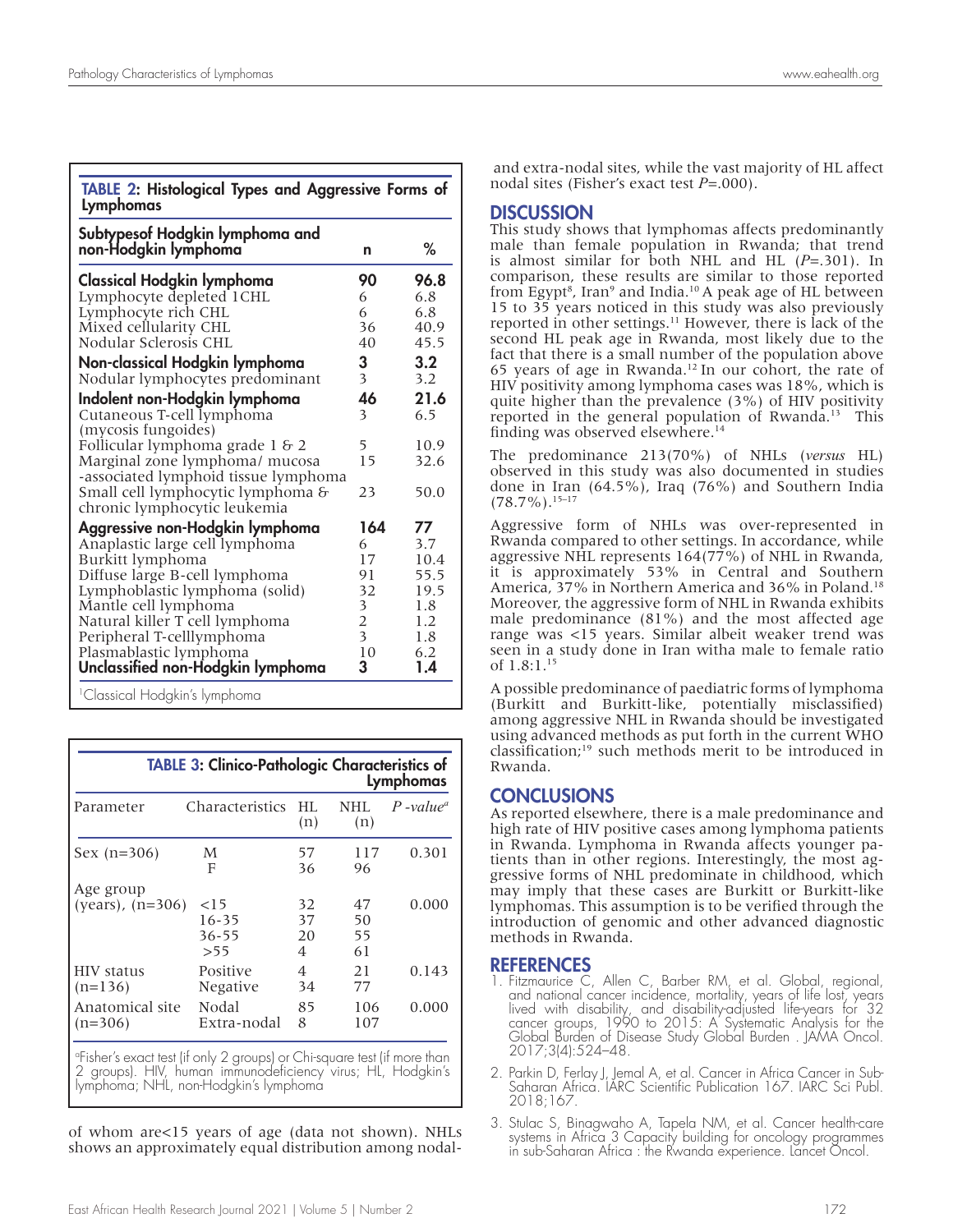**TABLE 2: Histological Types and Aggressive Forms of Lymphomas**

| Subtypesof Hodgkin lymphoma and non-Hodgkin lymphoma | n | % |
|---|---|---|
| **Classical Hodgkin lymphoma** | **90** | **96.8** |
| Lymphocyte depleted 1CHL | 6 | 6.8 |
| Lymphocyte rich CHL | 6 | 6.8 |
| Mixed cellularity CHL | 36 | 40.9 |
| Nodular Sclerosis CHL | 40 | 45.5 |
| **Non-classical Hodgkin lymphoma** | **3** | **3.2** |
| Nodular lymphocytes predominant | 3 | 3.2 |
| **Indolent non-Hodgkin lymphoma** | **46** | **21.6** |
| Cutaneous T-cell lymphoma (mycosis fungoides) | 3 | 6.5 |
| Follicular lymphoma grade 1 & 2 | 5 | 10.9 |
| Marginal zone lymphoma/ mucosa -associated lymphoid tissue lymphoma | 15 | 32.6 |
| Small cell lymphocytic lymphoma & chronic lymphocytic leukemia | 23 | 50.0 |
| **Aggressive non-Hodgkin lymphoma** | **164** | **77** |
| Anaplastic large cell lymphoma | 6 | 3.7 |
| Burkitt lymphoma | 17 | 10.4 |
| Diffuse large B-cell lymphoma | 91 | 55.5 |
| Lymphoblastic lymphoma (solid) | 32 | 19.5 |
| Mantle cell lymphoma | 3 | 1.8 |
| Natural killer T cell lymphoma | 2 | 1.2 |
| Peripheral T-celllymphoma | 3 | 1.8 |
| Plasmablastic lymphoma | 10 | 6.2 |
| **Unclassified non-Hodgkin lymphoma** | **3** | **1.4** |

[1]Classical Hodgkin's lymphoma

**TABLE 3: Clinico-Pathologic Characteristics of Lymphomas**

| Parameter | Characteristics | HL (n) | NHL (n) | *P -value*[a] |
|---|---|---|---|---|
| Sex (n=306) | M | 57 | 117 | 0.301 |
| | F | 36 | 96 | |
| Age group (years), (n=306) | <15 | 32 | 47 | 0.000 |
| | 16-35 | 37 | 50 | |
| | 36-55 | 20 | 55 | |
| | >55 | 4 | 61 | |
| HIV status (n=136) | Positive | 4 | 21 | 0.143 |
| | Negative | 34 | 77 | |
| Anatomical site (n=306) | Nodal | 85 | 106 | 0.000 |
| | Extra-nodal | 8 | 107 | |

[a]Fisher's exact test (if only 2 groups) or Chi-square test (if more than 2 groups). HIV, human immunodeficiency virus; HL, Hodgkin's lymphoma; NHL, non-Hodgkin's lymphoma

of whom are<15 years of age (data not shown). NHLs shows an approximately equal distribution among nodal- and extra-nodal sites, while the vast majority of HL affect nodal sites (Fisher's exact test *P*=.000).

## DISCUSSION

This study shows that lymphomas affects predominantly male than female population in Rwanda; that trend is almost similar for both NHL and HL (*P*=.301). In comparison, these results are similar to those reported from Egypt[8], Iran[9] and India.[10] A peak age of HL between 15 to 35 years noticed in this study was also previously reported in other settings.[11] However, there is lack of the second HL peak age in Rwanda, most likely due to the fact that there is a small number of the population above 65 years of age in Rwanda.[12] In our cohort, the rate of HIV positivity among lymphoma cases was 18%, which is quite higher than the prevalence (3%) of HIV positivity reported in the general population of Rwanda.[13] This finding was observed elsewhere.[14]

The predominance 213(70%) of NHLs (*versus* HL) observed in this study was also documented in studies done in Iran (64.5%), Iraq (76%) and Southern India (78.7%).[15–17]

Aggressive form of NHLs was over-represented in Rwanda compared to other settings. In accordance, while aggressive NHL represents 164(77%) of NHL in Rwanda, it is approximately 53% in Central and Southern America, 37% in Northern America and 36% in Poland.[18] Moreover, the aggressive form of NHL in Rwanda exhibits male predominance (81%) and the most affected age range was <15 years. Similar albeit weaker trend was seen in a study done in Iran witha male to female ratio of 1.8:1.[15]

A possible predominance of paediatric forms of lymphoma (Burkitt and Burkitt-like, potentially misclassified) among aggressive NHL in Rwanda should be investigated using advanced methods as put forth in the current WHO classification;[19] such methods merit to be introduced in Rwanda.

## CONCLUSIONS

As reported elsewhere, there is a male predominance and high rate of HIV positive cases among lymphoma patients in Rwanda. Lymphoma in Rwanda affects younger patients than in other regions. Interestingly, the most aggressive forms of NHL predominate in childhood, which may imply that these cases are Burkitt or Burkitt-like lymphomas. This assumption is to be verified through the introduction of genomic and other advanced diagnostic methods in Rwanda.

## REFERENCES

1. Fitzmaurice C, Allen C, Barber RM, et al. Global, regional, and national cancer incidence, mortality, years of life lost, years lived with disability, and disability-adjusted life-years for 32 cancer groups, 1990 to 2015: A Systematic Analysis for the Global Burden of Disease Study Global Burden . JAMA Oncol. 2017;3(4):524–48.
2. Parkin D, Ferlay J, Jemal A, et al. Cancer in Africa Cancer in Sub-Saharan Africa. IARC Scientific Publication 167. IARC Sci Publ. 2018;167.
3. Stulac S, Binagwaho A, Tapela NM, et al. Cancer health-care systems in Africa 3 Capacity building for oncology programmes in sub-Saharan Africa : the Rwanda experience. Lancet Oncol.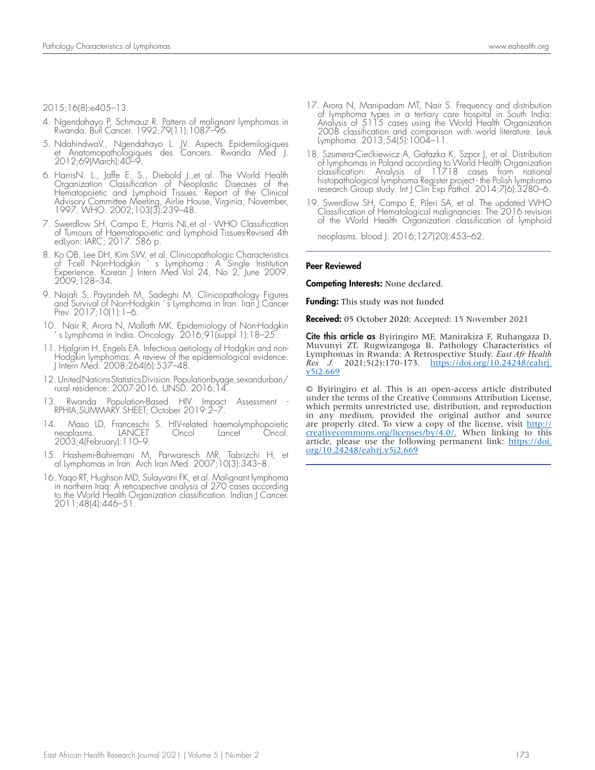2015;16(8):e405–13.

4. Ngendahayo P, Schmauz R. Pattern of malignant lymphomas in Rwanda. Bull Cancer. 1992;79(11):1087–96.
5. NdahindwaV., Ngendahayo L. JV. Aspects Epidemilogiques et Anatomopathologiques des Cancers. Rwanda Med J. 2012;69(March):40–9.
6. HarrisN. L., Jaffe E. S., Diebold J.,et al. The World Health Organization Classification of Neoplastic Diseases of the Hematopoietic and Lymphoid Tissues. Report of the Clinical Advisory Committee Meeting, Airlie House, Virginia, November, 1997. WHO. 2002;103(3):239–48.
7. Swerdlow SH, Campo E, Harris NL,et al - WHO Classification of Tumours of Haematopoietic and Lymphoid Tissues-Revised 4th edLyon: IARC; 2017. 586 p.
8. Ko OB, Lee DH, Kim SW, et al. Clinicopathologic Characteristics of T-cell Non-Hodgkin ' s Lymphoma : A Single Institution Experience. Korean J Intern Med Vol 24, No 2, June 2009. 2009;128–34.
9. Najafi S, Payandeh M, Sadeghi M. Clinicopathology Figures and Survival of Non-Hodgkin ' s Lymphoma in Iran. Iran J Cancer Prev. 2017;10(1):1–6.
10. Nair R, Arora N, Mallath MK. Epidemiology of Non-Hodgkin ' s Lymphoma in India. Oncology. 2016;91(suppl 1):18–25.
11. Hjalgrim H, Engels EA. Infectious aetiology of Hodgkin and non-Hodgkin lymphomas: A review of the epidemiological evidence. J Intern Med. 2008;264(6):537–48.
12. UnitedNationsStatisticsDivision.Populationbyage,sexandurban/rural residence: 2007-2016. UNSD. 2016;14.
13. Rwanda Population-Based HIV Impact Assessment - RPHIA;SUMMARY SHEET; October 2019:2–7.
14. Maso LD, Franceschi S. HIV-related haemolymphopoietic neoplasms. LANCET Oncol Lancet Oncol. 2003;4(February):110–9.
15. Hashemi-Bahremani M, Parwaresch MR, Tabrizchi H, et al.Lymphomas in Iran. Arch Iran Med. 2007;10(3):343–8.
16. Yaqo RT, Hughson MD, Sulayvani FK, et al. Malignant lymphoma in northern Iraq: A retrospective analysis of 270 cases according to the World Health Organization classification. Indian J Cancer. 2011;48(4):446–51.
17. Arora N, Manipadam MT, Nair S. Frequency and distribution of lymphoma types in a tertiary care hospital in South India: Analysis of 5115 cases using the World Health Organization 2008 classification and comparison with world literature. Leuk Lymphoma. 2013;54(5):1004–11.
18. Szumera-Ciećkiewicz A, Gałazka K, Szpor J, et al. Distribution of lymphomas in Poland according to World Health Organization classification: Analysis of 11718 cases from national histopathological lymphoma Register project - the Polish lymphoma research Group study. Int J Clin Exp Pathol. 2014;7(6):3280–6.
19. Swerdlow SH, Campo E, Pileri SA, et al. The updated WHO Classification of Hematological malignancies: The 2016 revision of the World Health Organization classification of lymphoid neoplasms. blood J. 2016;127(20):453–62.

---

**Peer Reviewed**

**Competing Interests:** None declared.

**Funding:** This study was not funded

**Received:** 05 October 2020; Accepted: 15 November 2021

**Cite this article as** Byiringiro MF, Manirakiza F, Ruhangaza D, Muvunyi ZT, Rugwizangoga B. Pathology Characteristics of Lymphomas in Rwanda: A Retrospective Study. *East Afr Health Res J.* 2021;5(2):170-173. https://doi.org/10.24248/eahrj.v5i2.669

© Byiringiro et al. This is an open-access article distributed under the terms of the Creative Commons Attribution License, which permits unrestricted use, distribution, and reproduction in any medium, provided the original author and source are properly cited. To view a copy of the license, visit http://creativecommons.org/licenses/by/4.0/. When linking to this article, please use the following permanent link: https://doi.org/10.24248/eahrj.v5i2.669